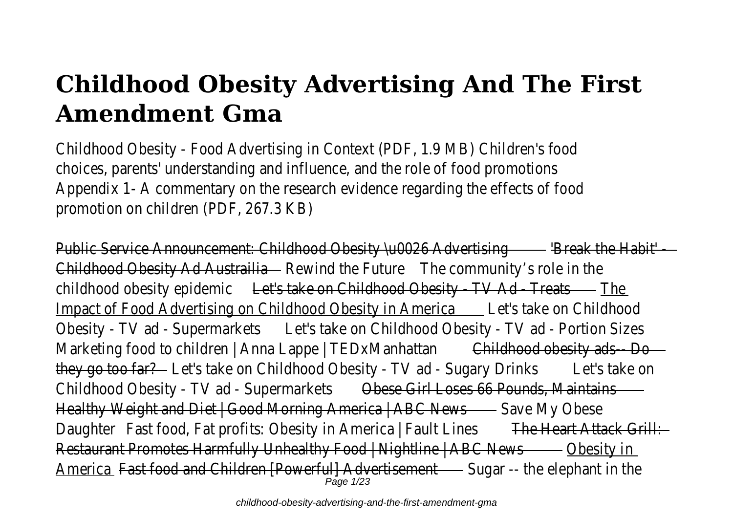# Childhood Obesity Advertising And The First Amendment Gma

Childhood Obesity - Food Advertising in Context (PDF, 1.9 MB) Children's food choices, parents' understanding and influence, and the role of food promotions Appendix 1- A commentary on the research evidence regarding the effects of food promotion on children (PDF, 267.3 KB)

~~Public Service Announcement: Childhood Obesity \u0026 Advertising~~ ~~'Break the Habit' - Childhood Obesity Ad Austrailia~~ Rewind the Future The community's role in the childhood obesity epidemic ~~Let's take on Childhood Obesity - TV Ad - Treats~~ The Impact of Food Advertising on Childhood Obesity in America Let's take on Childhood Obesity - TV ad - Supermarkets Let's take on Childhood Obesity - TV ad - Portion Sizes Marketing food to children | Anna Lappe | TEDxManhattan ~~Childhood obesity ads-- Do they go too far?~~ Let's take on Childhood Obesity - TV ad - Sugary Drinks Let's take on Childhood Obesity - TV ad - Supermarkets ~~Obese Girl Loses 66 Pounds, Maintains Healthy Weight and Diet | Good Morning America | ABC News~~ Save My Obese Daughter Fast food, Fat profits: Obesity in America | Fault Lines ~~The Heart Attack Grill: Restaurant Promotes Harmfully Unhealthy Food | Nightline | ABC News~~ Obesity in America ~~Fast food and Children [Powerful] Advertisement~~ Sugar -- the elephant in the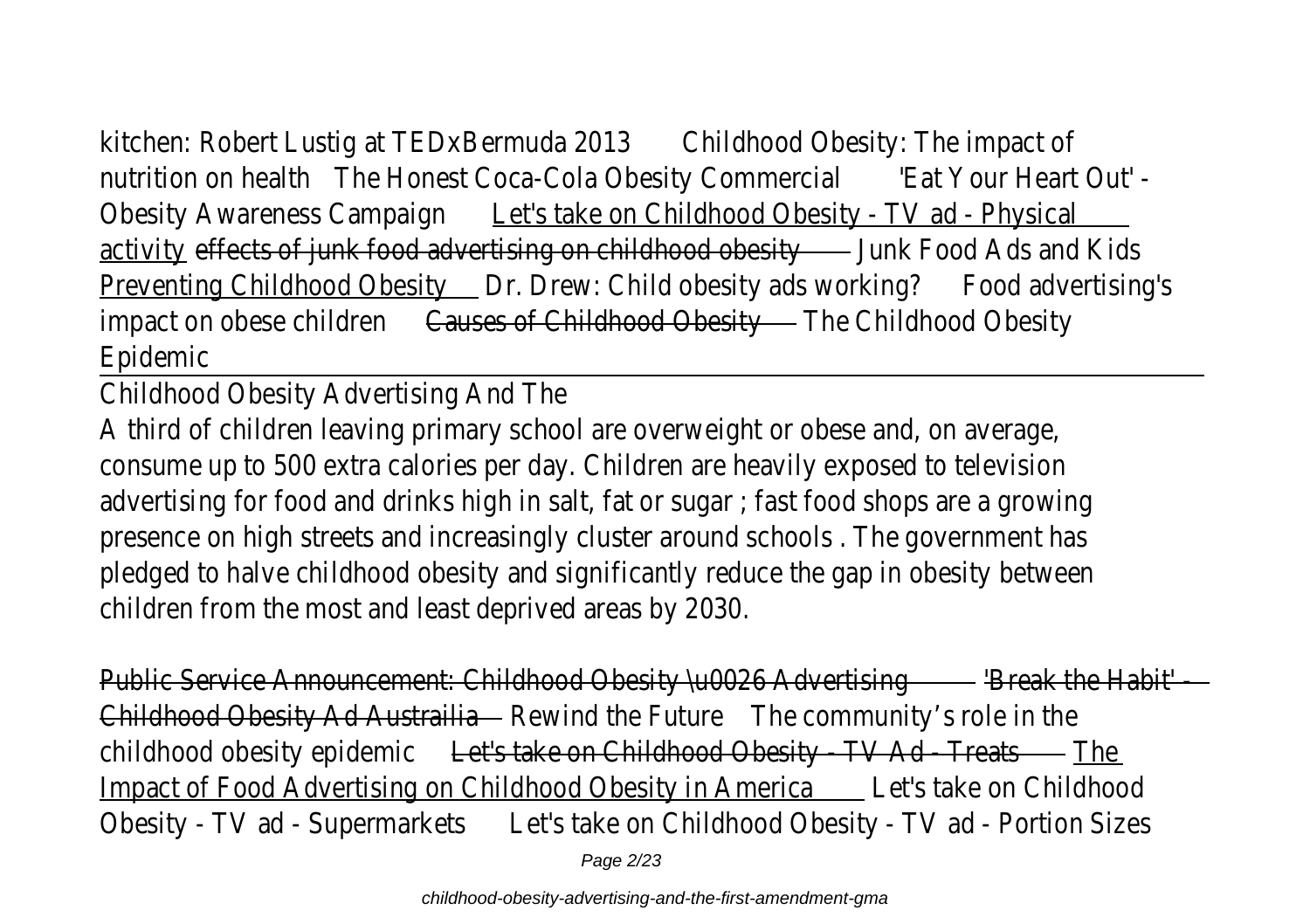kitchen: Robert Lustig at TEDxBermuda 2013 Childhood Obesity: The impact of nutrition on health The Honest Coca-Cola Obesity Commercial 'Eat Your Heart Out' - Obesity Awareness Campaign Let's take on Childhood Obesity - TV ad - Physical activity effects of junk food advertising on childhood obesity Junk Food Ads and Kids Preventing Childhood Obesity Dr. Drew: Child obesity ads working? Food advertising's impact on obese children Causes of Childhood Obesity The Childhood Obesity Epidemic

Childhood Obesity Advertising And The

A third of children leaving primary school are overweight or obese and, on average, consume up to 500 extra calories per day. Children are heavily exposed to television advertising for food and drinks high in salt, fat or sugar ; fast food shops are a growing presence on high streets and increasingly cluster around schools . The government has pledged to halve childhood obesity and significantly reduce the gap in obesity between children from the most and least deprived areas by 2030.

Public Service Announcement: Childhood Obesity \u0026 Advertising 'Break the Habit' - Childhood Obesity Ad Austrailia Rewind the Future The community's role in the childhood obesity epidemic Let's take on Childhood Obesity - TV Ad - Treats The Impact of Food Advertising on Childhood Obesity in America Let's take on Childhood Obesity - TV ad - Supermarkets Let's take on Childhood Obesity - TV ad - Portion Sizes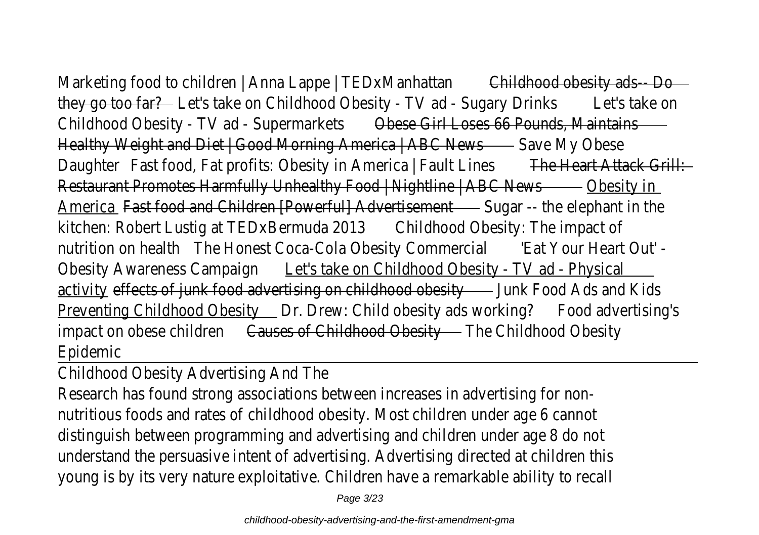Marketing food to children | Anna Lappe | TEDxManhattan Childhood obesity ads-- Do they go too far? Let's take on Childhood Obesity - TV ad - Sugary Drinks Let's take on Childhood Obesity - TV ad - Supermarkets Obese Girl Loses 66 Pounds, Maintains Healthy Weight and Diet | Good Morning America | ABC News Save My Obese Daughter Fast food, Fat profits: Obesity in America | Fault Lines The Heart Attack Grill: Restaurant Promotes Harmfully Unhealthy Food | Nightline | ABC News Obesity in America Fast food and Children [Powerful] Advertisement Sugar -- the elephant in the kitchen: Robert Lustig at TEDxBermuda 2013 Childhood Obesity: The impact of nutrition on health The Honest Coca-Cola Obesity Commercial 'Eat Your Heart Out' - Obesity Awareness Campaign Let's take on Childhood Obesity - TV ad - Physical activity effects of junk food advertising on childhood obesity Junk Food Ads and Kids Preventing Childhood Obesity Dr. Drew: Child obesity ads working? Food advertising's impact on obese children Causes of Childhood Obesity The Childhood Obesity Epidemic

## Childhood Obesity Advertising And The

Research has found strong associations between increases in advertising for non-nutritious foods and rates of childhood obesity. Most children under age 6 cannot distinguish between programming and advertising and children under age 8 do not understand the persuasive intent of advertising. Advertising directed at children this young is by its very nature exploitative. Children have a remarkable ability to recall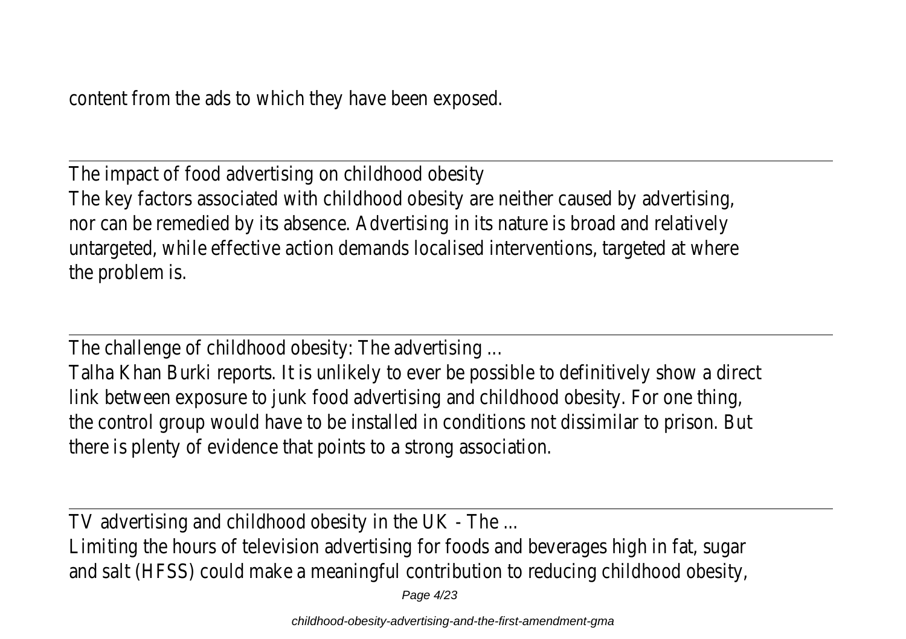content from the ads to which they have been exposed.

The impact of food advertising on childhood obesity

The key factors associated with childhood obesity are neither caused by advertising, nor can be remedied by its absence. Advertising in its nature is broad and relatively untargeted, while effective action demands localised interventions, targeted at where the problem is.

The challenge of childhood obesity: The advertising ...

Talha Khan Burki reports. It is unlikely to ever be possible to definitively show a direct link between exposure to junk food advertising and childhood obesity. For one thing, the control group would have to be installed in conditions not dissimilar to prison. But there is plenty of evidence that points to a strong association.

TV advertising and childhood obesity in the UK - The ...

Limiting the hours of television advertising for foods and beverages high in fat, sugar and salt (HFSS) could make a meaningful contribution to reducing childhood obesity,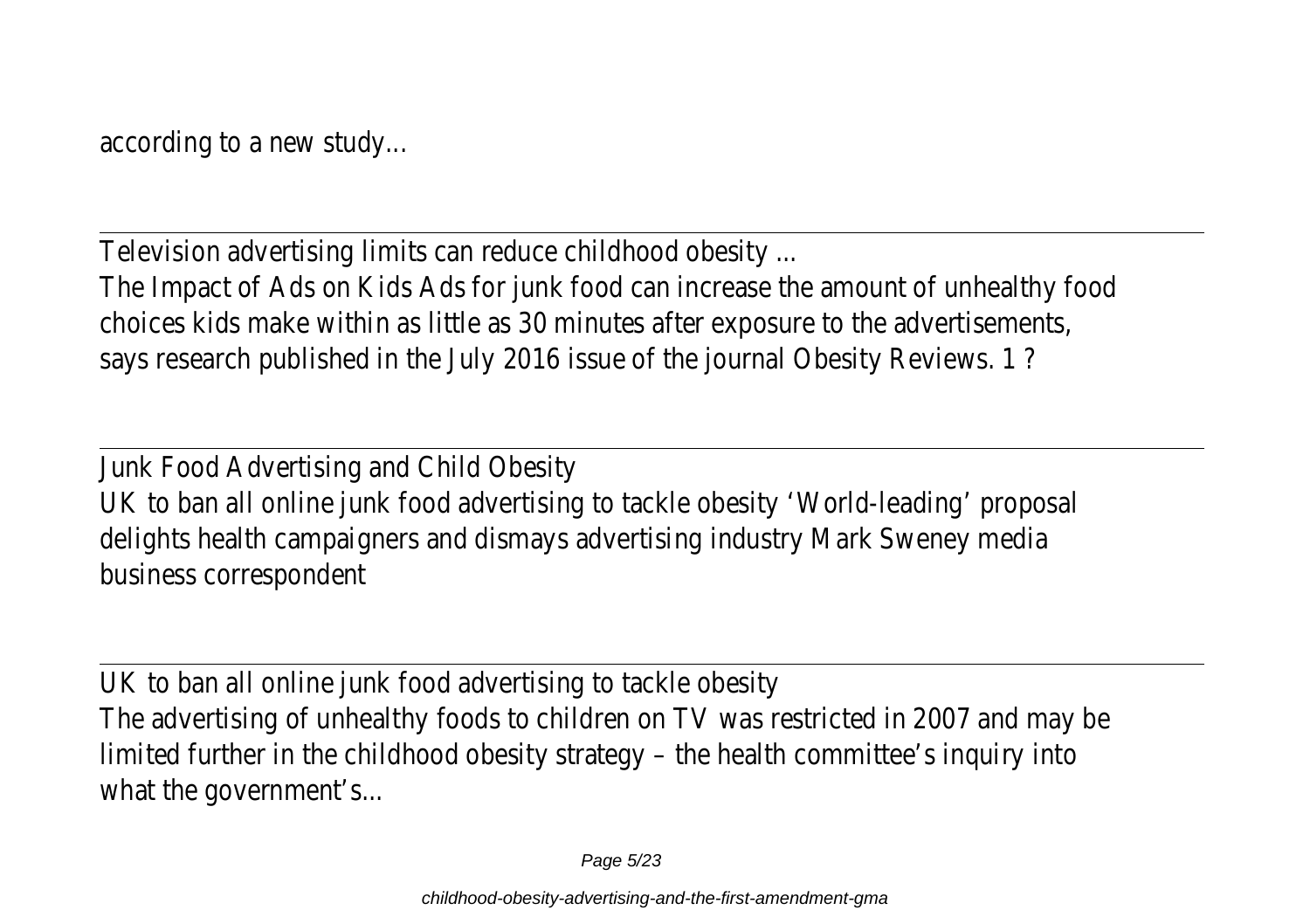according to a new study...

---

Television advertising limits can reduce childhood obesity ...

The Impact of Ads on Kids Ads for junk food can increase the amount of unhealthy food choices kids make within as little as 30 minutes after exposure to the advertisements, says research published in the July 2016 issue of the journal Obesity Reviews. 1 ?

---

Junk Food Advertising and Child Obesity

UK to ban all online junk food advertising to tackle obesity 'World-leading' proposal delights health campaigners and dismays advertising industry Mark Sweney media business correspondent

---

UK to ban all online junk food advertising to tackle obesity

The advertising of unhealthy foods to children on TV was restricted in 2007 and may be limited further in the childhood obesity strategy – the health committee's inquiry into what the government's...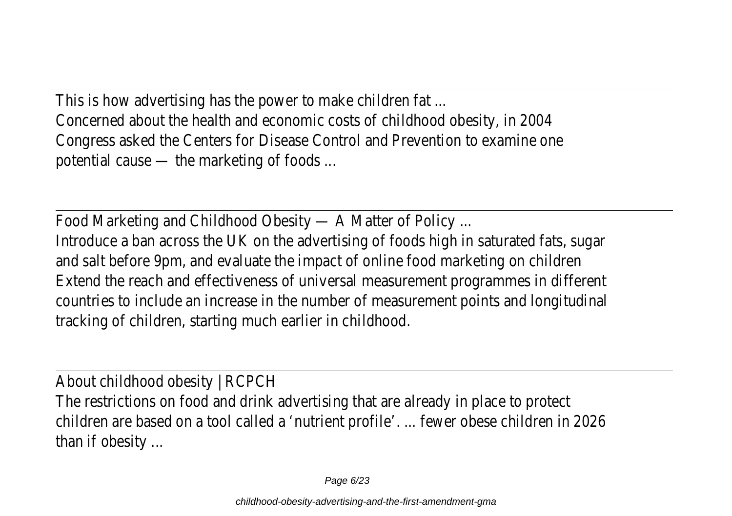This is how advertising has the power to make children fat ...
Concerned about the health and economic costs of childhood obesity, in 2004 Congress asked the Centers for Disease Control and Prevention to examine one potential cause — the marketing of foods ...

Food Marketing and Childhood Obesity — A Matter of Policy ...
Introduce a ban across the UK on the advertising of foods high in saturated fats, sugar and salt before 9pm, and evaluate the impact of online food marketing on children Extend the reach and effectiveness of universal measurement programmes in different countries to include an increase in the number of measurement points and longitudinal tracking of children, starting much earlier in childhood.

About childhood obesity | RCPCH
The restrictions on food and drink advertising that are already in place to protect children are based on a tool called a 'nutrient profile'. ... fewer obese children in 2026 than if obesity ...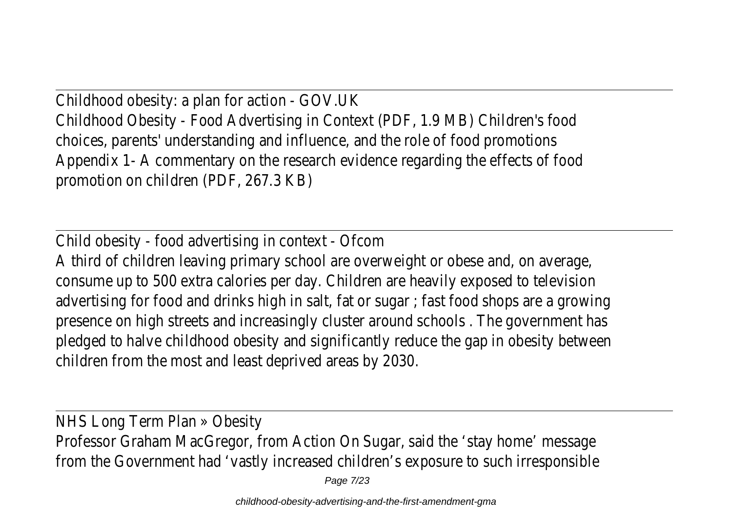Childhood obesity: a plan for action - GOV.UK

Childhood Obesity - Food Advertising in Context (PDF, 1.9 MB) Children's food choices, parents' understanding and influence, and the role of food promotions Appendix 1- A commentary on the research evidence regarding the effects of food promotion on children (PDF, 267.3 KB)

---

Child obesity - food advertising in context - Ofcom

A third of children leaving primary school are overweight or obese and, on average, consume up to 500 extra calories per day. Children are heavily exposed to television advertising for food and drinks high in salt, fat or sugar ; fast food shops are a growing presence on high streets and increasingly cluster around schools . The government has pledged to halve childhood obesity and significantly reduce the gap in obesity between children from the most and least deprived areas by 2030.

---

NHS Long Term Plan » Obesity

Professor Graham MacGregor, from Action On Sugar, said the 'stay home' message from the Government had 'vastly increased children's exposure to such irresponsible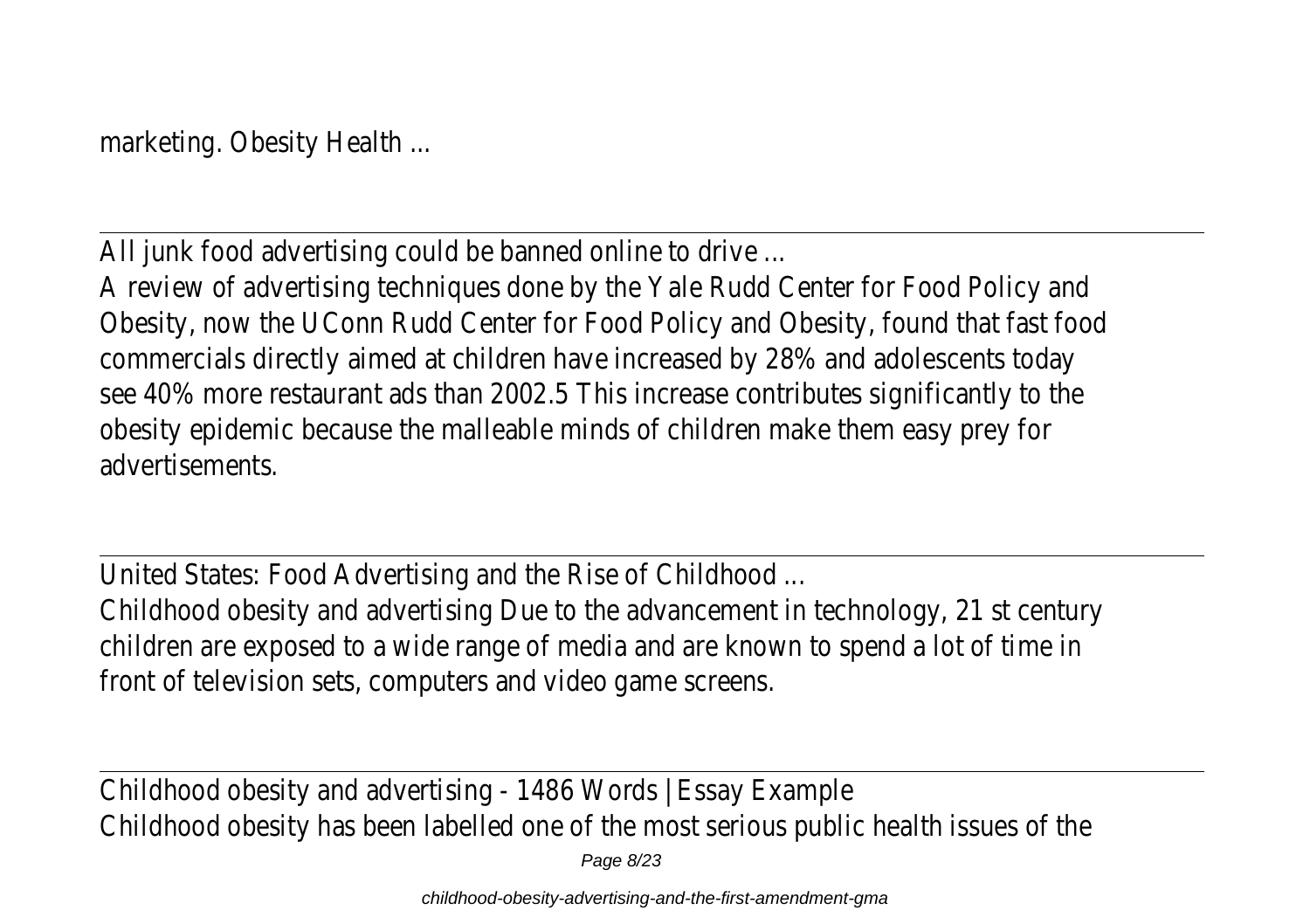marketing. Obesity Health ...

---

All junk food advertising could be banned online to drive ...

A review of advertising techniques done by the Yale Rudd Center for Food Policy and Obesity, now the UConn Rudd Center for Food Policy and Obesity, found that fast food commercials directly aimed at children have increased by 28% and adolescents today see 40% more restaurant ads than 2002.5 This increase contributes significantly to the obesity epidemic because the malleable minds of children make them easy prey for advertisements.

---

United States: Food Advertising and the Rise of Childhood ...

Childhood obesity and advertising Due to the advancement in technology, 21 st century children are exposed to a wide range of media and are known to spend a lot of time in front of television sets, computers and video game screens.

---

Childhood obesity and advertising - 1486 Words | Essay Example

Childhood obesity has been labelled one of the most serious public health issues of the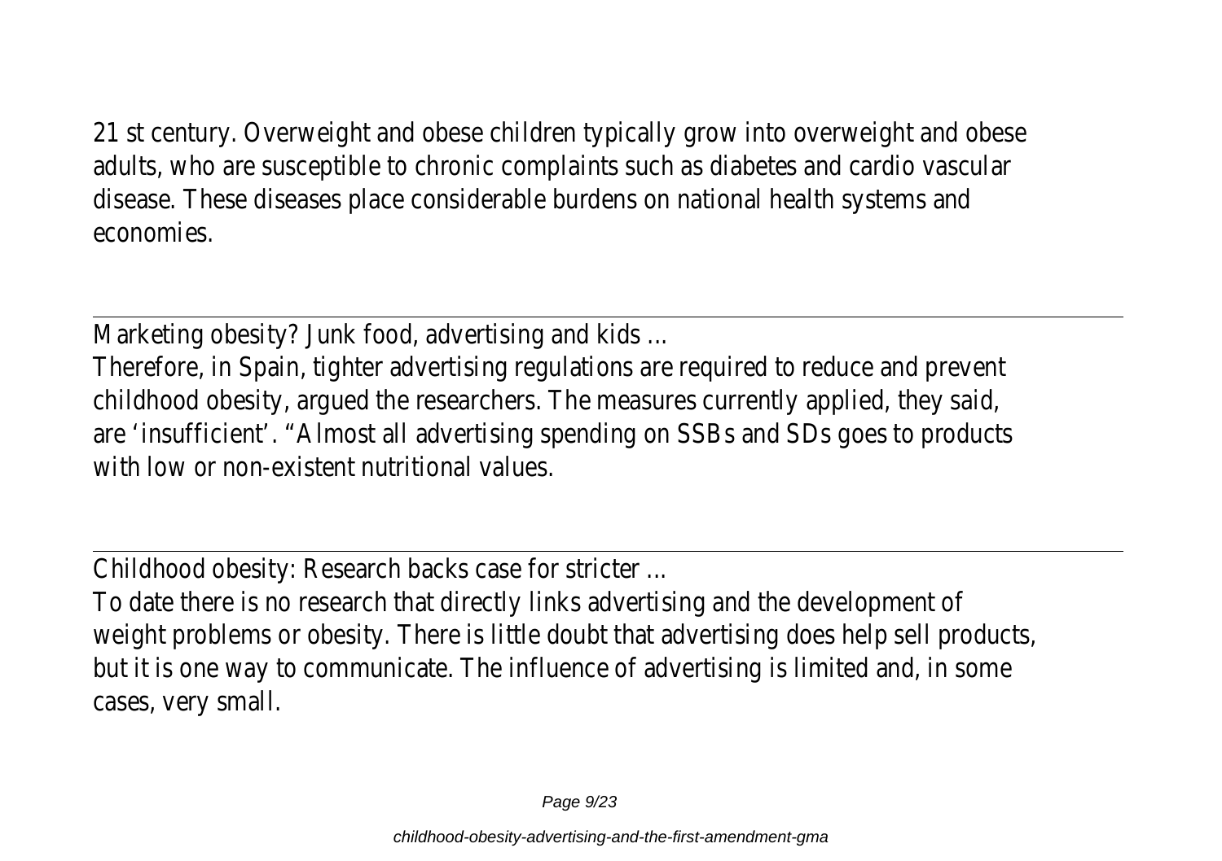21 st century. Overweight and obese children typically grow into overweight and obese adults, who are susceptible to chronic complaints such as diabetes and cardio vascular disease. These diseases place considerable burdens on national health systems and economies.

---

Marketing obesity? Junk food, advertising and kids ...

Therefore, in Spain, tighter advertising regulations are required to reduce and prevent childhood obesity, argued the researchers. The measures currently applied, they said, are 'insufficient'. "Almost all advertising spending on SSBs and SDs goes to products with low or non-existent nutritional values.

---

Childhood obesity: Research backs case for stricter ...

To date there is no research that directly links advertising and the development of weight problems or obesity. There is little doubt that advertising does help sell products, but it is one way to communicate. The influence of advertising is limited and, in some cases, very small.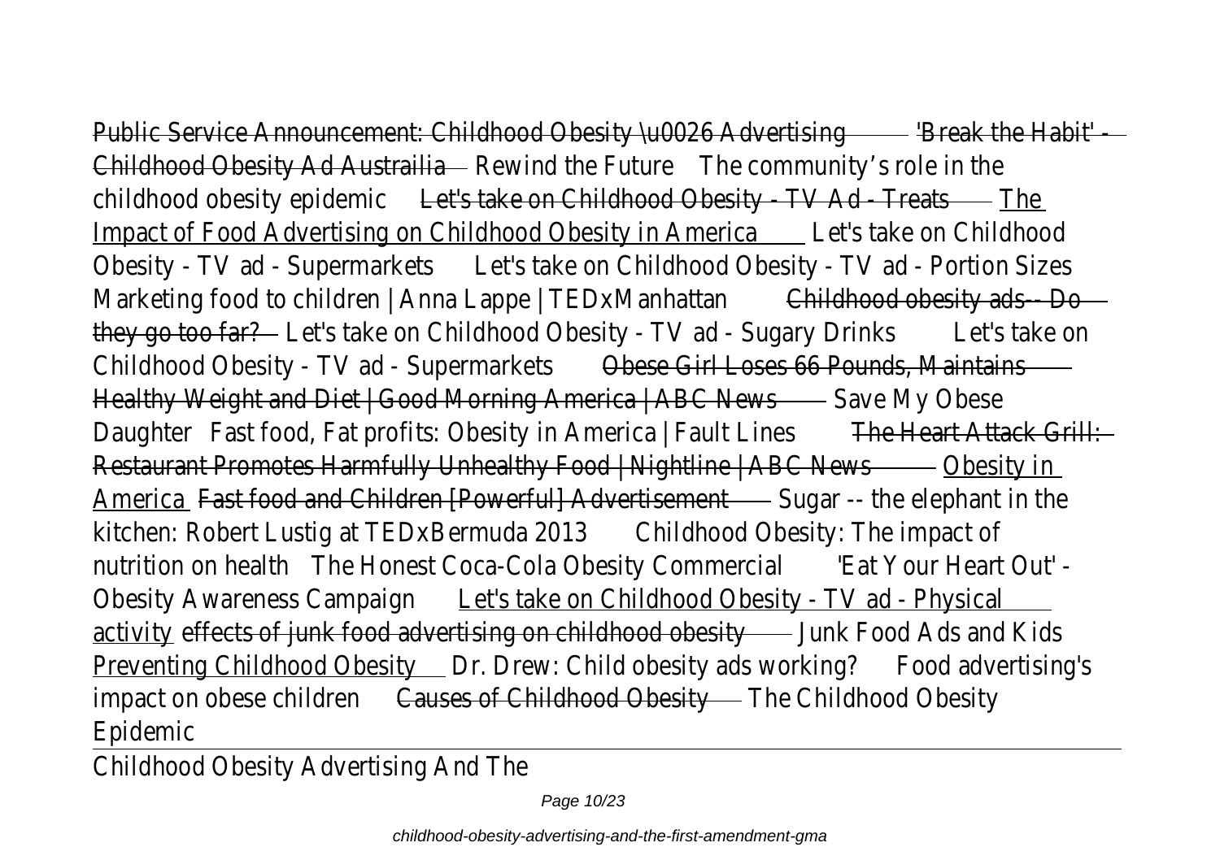Public Service Announcement: Childhood Obesity \u0026 Advertising 'Break the Habit' - Childhood Obesity Ad Austrailia Rewind the Future The community's role in the childhood obesity epidemic Let's take on Childhood Obesity - TV Ad - Treats The Impact of Food Advertising on Childhood Obesity in America Let's take on Childhood Obesity - TV ad - Supermarkets Let's take on Childhood Obesity - TV ad - Portion Sizes Marketing food to children | Anna Lappe | TEDxManhattan Childhood obesity ads-- Do they go too far? Let's take on Childhood Obesity - TV ad - Sugary Drinks Let's take on Childhood Obesity - TV ad - Supermarkets Obese Girl Loses 66 Pounds, Maintains Healthy Weight and Diet | Good Morning America | ABC News Save My Obese Daughter Fast food, Fat profits: Obesity in America | Fault Lines The Heart Attack Grill: Restaurant Promotes Harmfully Unhealthy Food | Nightline | ABC News Obesity in America Fast food and Children [Powerful] Advertisement Sugar -- the elephant in the kitchen: Robert Lustig at TEDxBermuda 2013 Childhood Obesity: The impact of nutrition on health The Honest Coca-Cola Obesity Commercial 'Eat Your Heart Out' - Obesity Awareness Campaign Let's take on Childhood Obesity - TV ad - Physical activity effects of junk food advertising on childhood obesity Junk Food Ads and Kids Preventing Childhood Obesity Dr. Drew: Child obesity ads working? Food advertising's impact on obese children Causes of Childhood Obesity The Childhood Obesity Epidemic

Childhood Obesity Advertising And The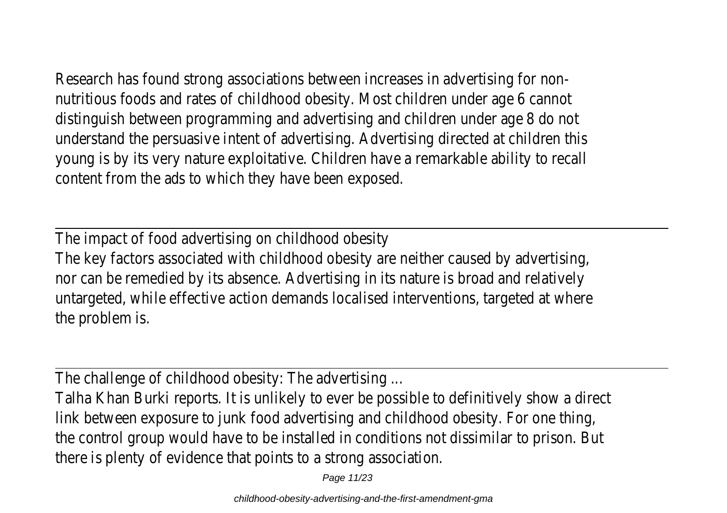Research has found strong associations between increases in advertising for non-nutritious foods and rates of childhood obesity. Most children under age 6 cannot distinguish between programming and advertising and children under age 8 do not understand the persuasive intent of advertising. Advertising directed at children this young is by its very nature exploitative. Children have a remarkable ability to recall content from the ads to which they have been exposed.

---

The impact of food advertising on childhood obesity

The key factors associated with childhood obesity are neither caused by advertising, nor can be remedied by its absence. Advertising in its nature is broad and relatively untargeted, while effective action demands localised interventions, targeted at where the problem is.

---

The challenge of childhood obesity: The advertising ...

Talha Khan Burki reports. It is unlikely to ever be possible to definitively show a direct link between exposure to junk food advertising and childhood obesity. For one thing, the control group would have to be installed in conditions not dissimilar to prison. But there is plenty of evidence that points to a strong association.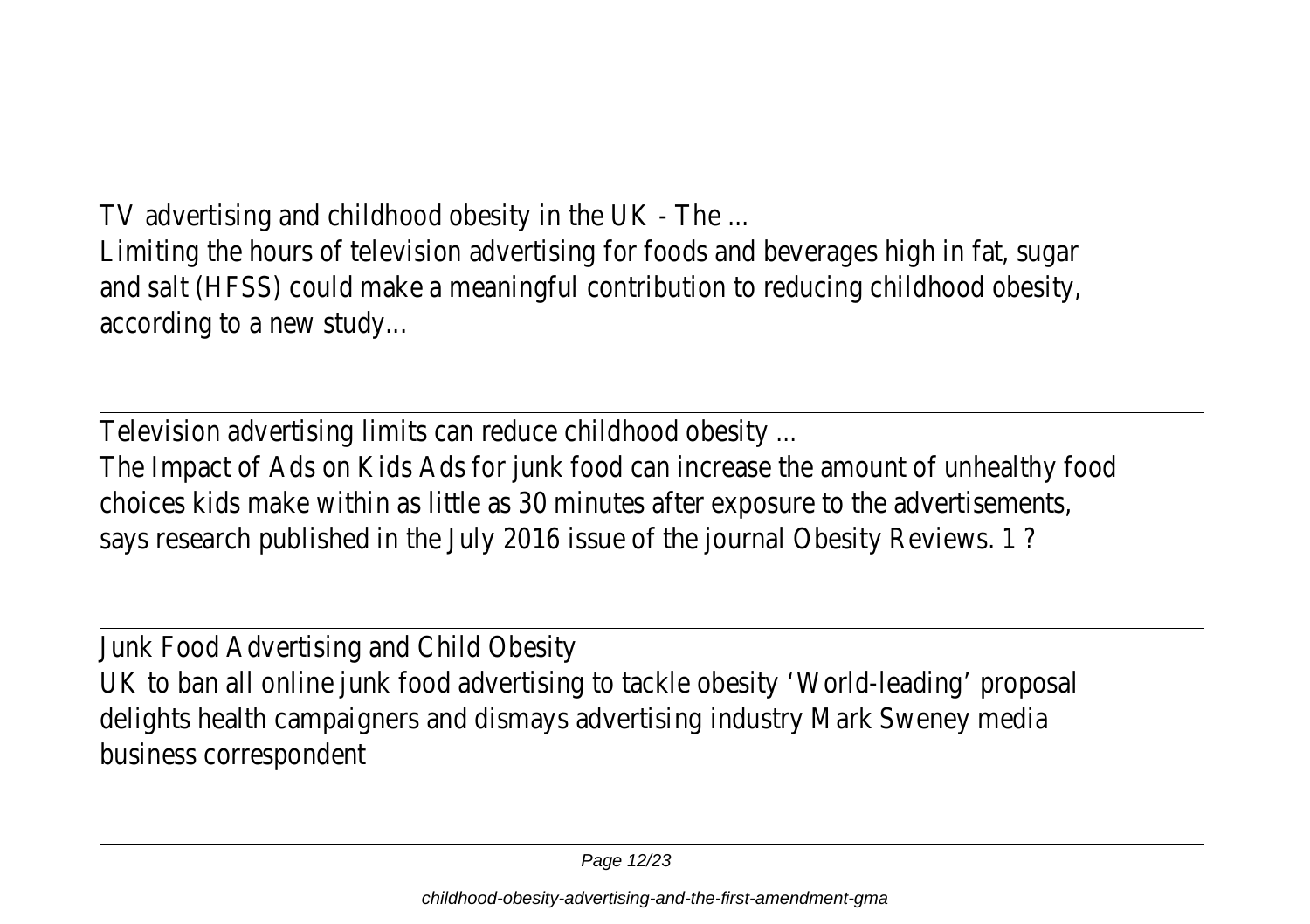TV advertising and childhood obesity in the UK - The ...
Limiting the hours of television advertising for foods and beverages high in fat, sugar and salt (HFSS) could make a meaningful contribution to reducing childhood obesity, according to a new study...

Television advertising limits can reduce childhood obesity ...
The Impact of Ads on Kids Ads for junk food can increase the amount of unhealthy food choices kids make within as little as 30 minutes after exposure to the advertisements, says research published in the July 2016 issue of the journal Obesity Reviews. 1 ?

Junk Food Advertising and Child Obesity
UK to ban all online junk food advertising to tackle obesity 'World-leading' proposal delights health campaigners and dismays advertising industry Mark Sweney media business correspondent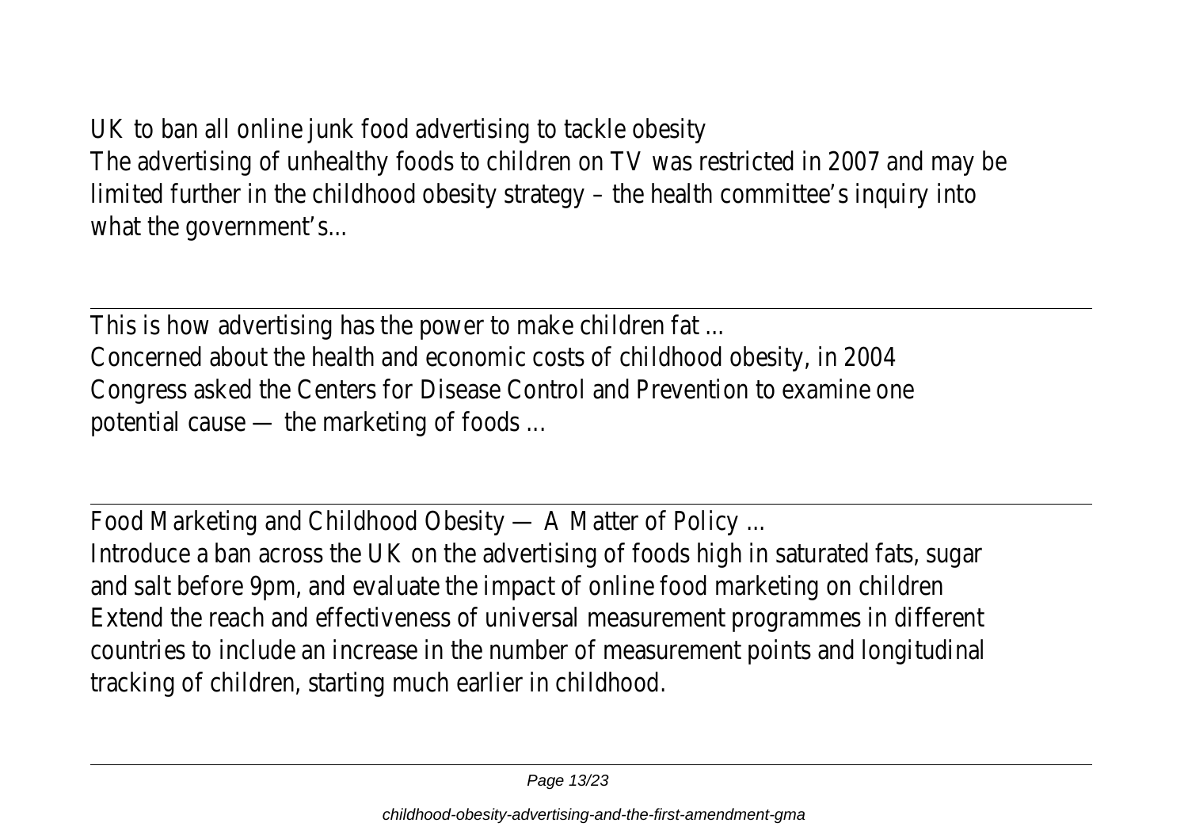UK to ban all online junk food advertising to tackle obesity
The advertising of unhealthy foods to children on TV was restricted in 2007 and may be limited further in the childhood obesity strategy – the health committee's inquiry into what the government's...

---

This is how advertising has the power to make children fat ...
Concerned about the health and economic costs of childhood obesity, in 2004 Congress asked the Centers for Disease Control and Prevention to examine one potential cause — the marketing of foods ...

---

Food Marketing and Childhood Obesity — A Matter of Policy ...
Introduce a ban across the UK on the advertising of foods high in saturated fats, sugar and salt before 9pm, and evaluate the impact of online food marketing on children
Extend the reach and effectiveness of universal measurement programmes in different countries to include an increase in the number of measurement points and longitudinal tracking of children, starting much earlier in childhood.

---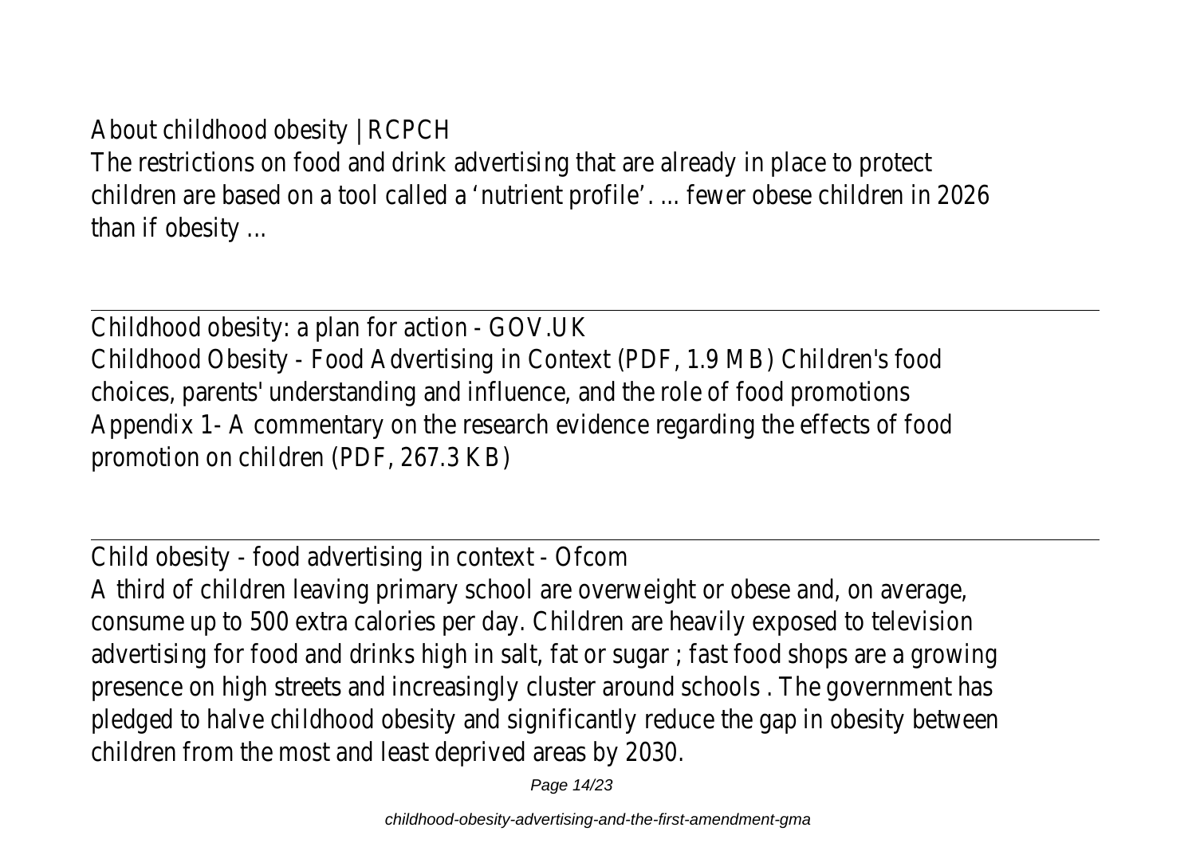About childhood obesity | RCPCH

The restrictions on food and drink advertising that are already in place to protect children are based on a tool called a 'nutrient profile'. ... fewer obese children in 2026 than if obesity ...

---

Childhood obesity: a plan for action - GOV.UK

Childhood Obesity - Food Advertising in Context (PDF, 1.9 MB) Children's food choices, parents' understanding and influence, and the role of food promotions Appendix 1- A commentary on the research evidence regarding the effects of food promotion on children (PDF, 267.3 KB)

---

Child obesity - food advertising in context - Ofcom

A third of children leaving primary school are overweight or obese and, on average, consume up to 500 extra calories per day. Children are heavily exposed to television advertising for food and drinks high in salt, fat or sugar ; fast food shops are a growing presence on high streets and increasingly cluster around schools . The government has pledged to halve childhood obesity and significantly reduce the gap in obesity between children from the most and least deprived areas by 2030.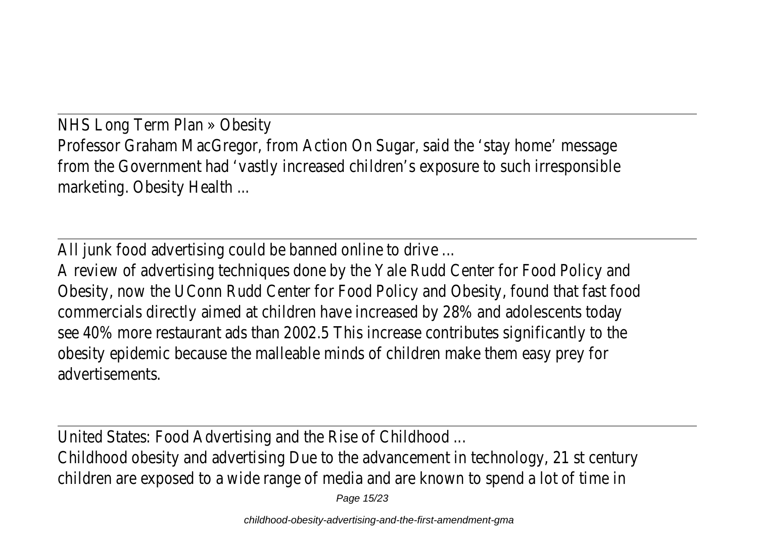NHS Long Term Plan » Obesity
Professor Graham MacGregor, from Action On Sugar, said the 'stay home' message from the Government had 'vastly increased children's exposure to such irresponsible marketing. Obesity Health ...

All junk food advertising could be banned online to drive ...
A review of advertising techniques done by the Yale Rudd Center for Food Policy and Obesity, now the UConn Rudd Center for Food Policy and Obesity, found that fast food commercials directly aimed at children have increased by 28% and adolescents today see 40% more restaurant ads than 2002.5 This increase contributes significantly to the obesity epidemic because the malleable minds of children make them easy prey for advertisements.

United States: Food Advertising and the Rise of Childhood ...
Childhood obesity and advertising Due to the advancement in technology, 21 st century children are exposed to a wide range of media and are known to spend a lot of time in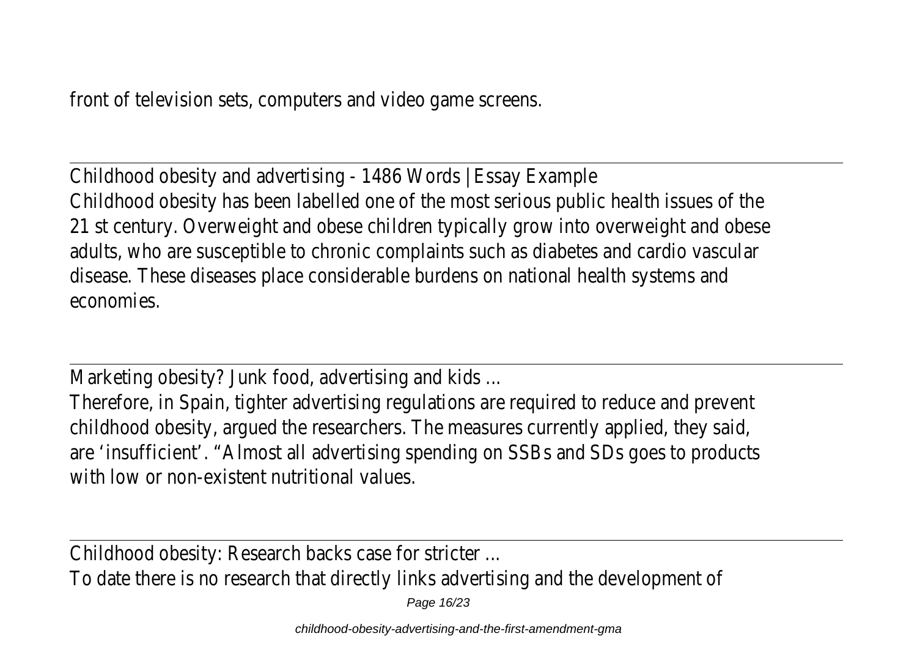front of television sets, computers and video game screens.

Childhood obesity and advertising - 1486 Words | Essay Example

Childhood obesity has been labelled one of the most serious public health issues of the 21 st century. Overweight and obese children typically grow into overweight and obese adults, who are susceptible to chronic complaints such as diabetes and cardio vascular disease. These diseases place considerable burdens on national health systems and economies.

Marketing obesity? Junk food, advertising and kids ...

Therefore, in Spain, tighter advertising regulations are required to reduce and prevent childhood obesity, argued the researchers. The measures currently applied, they said, are 'insufficient'. "Almost all advertising spending on SSBs and SDs goes to products with low or non-existent nutritional values.

Childhood obesity: Research backs case for stricter ...

To date there is no research that directly links advertising and the development of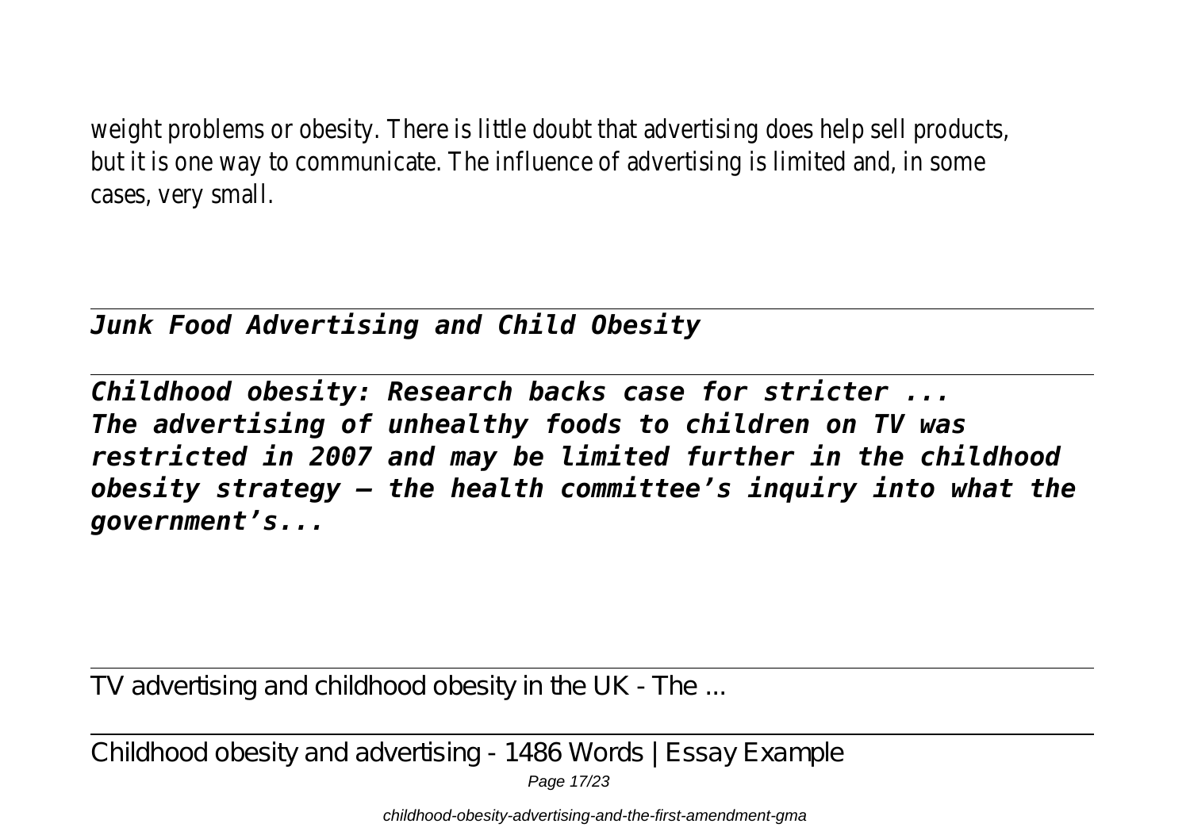weight problems or obesity. There is little doubt that advertising does help sell products, but it is one way to communicate. The influence of advertising is limited and, in some cases, very small.

---

***Junk Food Advertising and Child Obesity***

---

***Childhood obesity: Research backs case for stricter ...***
***The advertising of unhealthy foods to children on TV was restricted in 2007 and may be limited further in the childhood obesity strategy – the health committee's inquiry into what the government's...***

---

TV advertising and childhood obesity in the UK - The ...

---

Childhood obesity and advertising - 1486 Words | Essay Example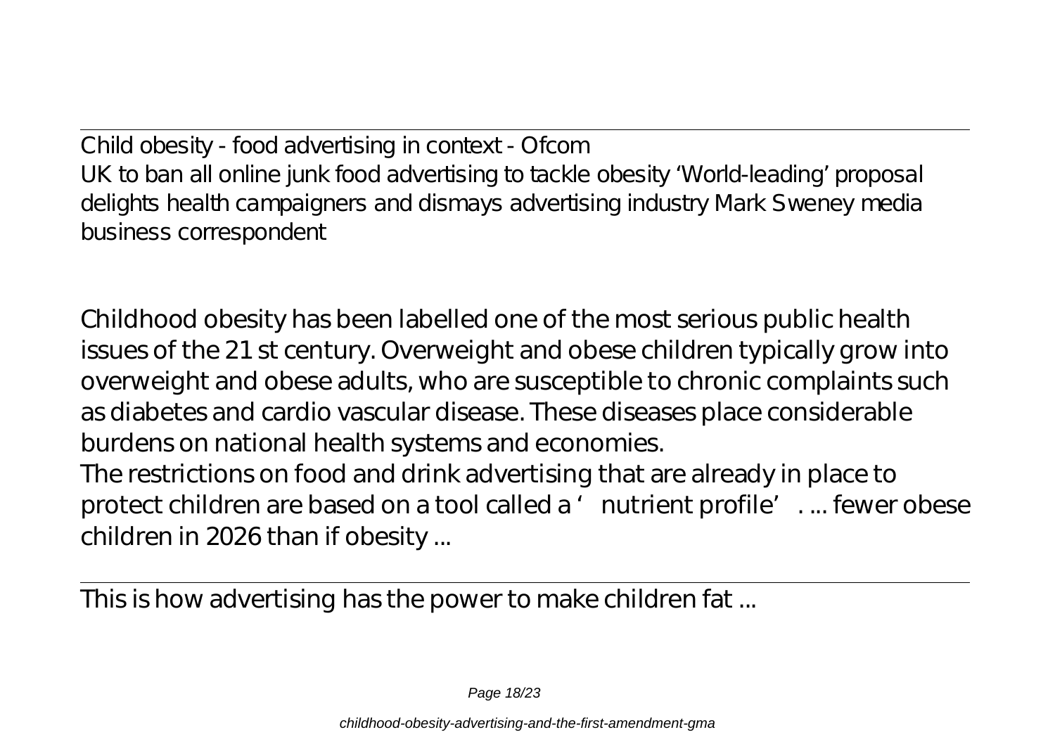Child obesity - food advertising in context - Ofcom
UK to ban all online junk food advertising to tackle obesity 'World-leading' proposal delights health campaigners and dismays advertising industry Mark Sweney media business correspondent

Childhood obesity has been labelled one of the most serious public health issues of the 21 st century. Overweight and obese children typically grow into overweight and obese adults, who are susceptible to chronic complaints such as diabetes and cardio vascular disease. These diseases place considerable burdens on national health systems and economies.
The restrictions on food and drink advertising that are already in place to protect children are based on a tool called a ' nutrient profile'. ... fewer obese children in 2026 than if obesity ...

---

This is how advertising has the power to make children fat ...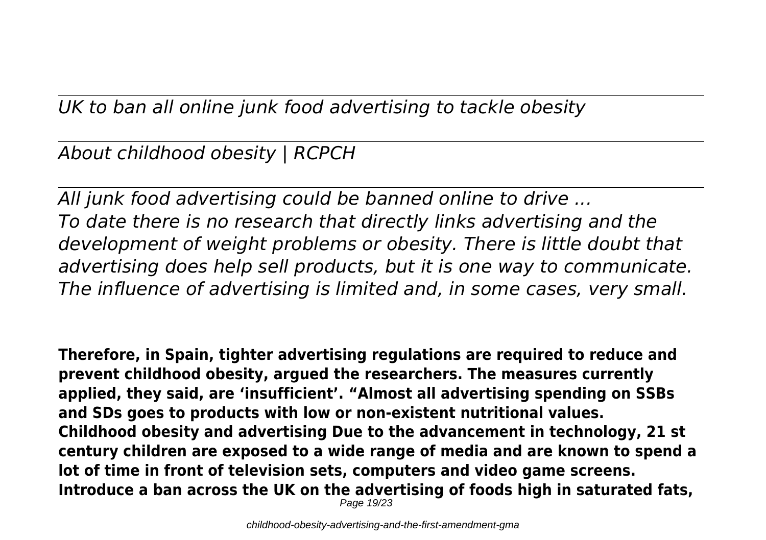---

*UK to ban all online junk food advertising to tackle obesity*

---

*About childhood obesity | RCPCH*

---

*All junk food advertising could be banned online to drive ...*
*To date there is no research that directly links advertising and the development of weight problems or obesity. There is little doubt that advertising does help sell products, but it is one way to communicate. The influence of advertising is limited and, in some cases, very small.*

**Therefore, in Spain, tighter advertising regulations are required to reduce and prevent childhood obesity, argued the researchers. The measures currently applied, they said, are 'insufficient'. "Almost all advertising spending on SSBs and SDs goes to products with low or non-existent nutritional values.**
**Childhood obesity and advertising Due to the advancement in technology, 21 st century children are exposed to a wide range of media and are known to spend a lot of time in front of television sets, computers and video game screens.**
**Introduce a ban across the UK on the advertising of foods high in saturated fats,**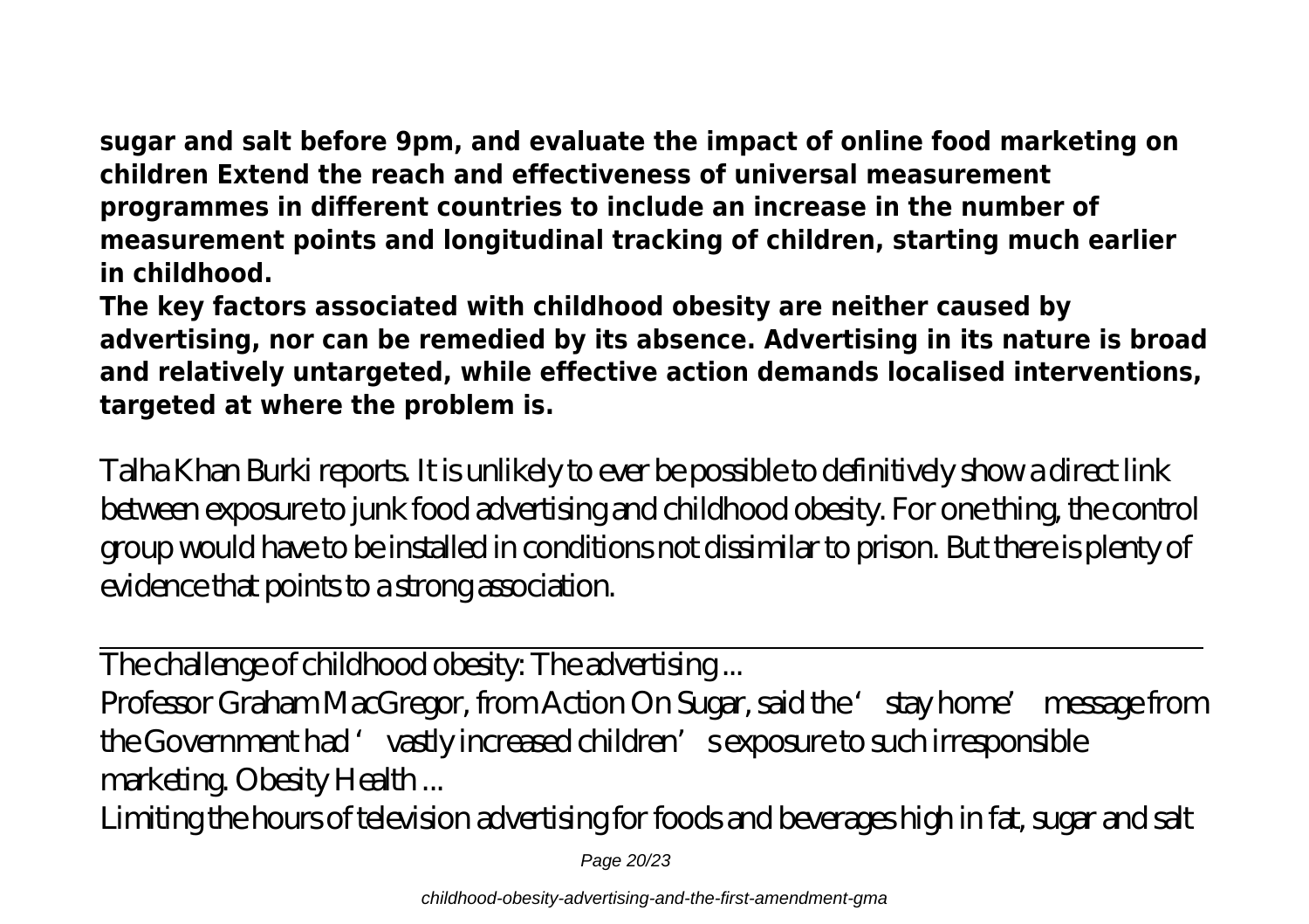**sugar and salt before 9pm, and evaluate the impact of online food marketing on children Extend the reach and effectiveness of universal measurement programmes in different countries to include an increase in the number of measurement points and longitudinal tracking of children, starting much earlier in childhood.**

**The key factors associated with childhood obesity are neither caused by advertising, nor can be remedied by its absence. Advertising in its nature is broad and relatively untargeted, while effective action demands localised interventions, targeted at where the problem is.**

Talha Khan Burki reports. It is unlikely to ever be possible to definitively show a direct link between exposure to junk food advertising and childhood obesity. For one thing, the control group would have to be installed in conditions not dissimilar to prison. But there is plenty of evidence that points to a strong association.

---

The challenge of childhood obesity: The advertising ...

Professor Graham MacGregor, from Action On Sugar, said the 'stay home' message from the Government had 'vastly increased children's exposure to such irresponsible marketing. Obesity Health ...

Limiting the hours of television advertising for foods and beverages high in fat, sugar and salt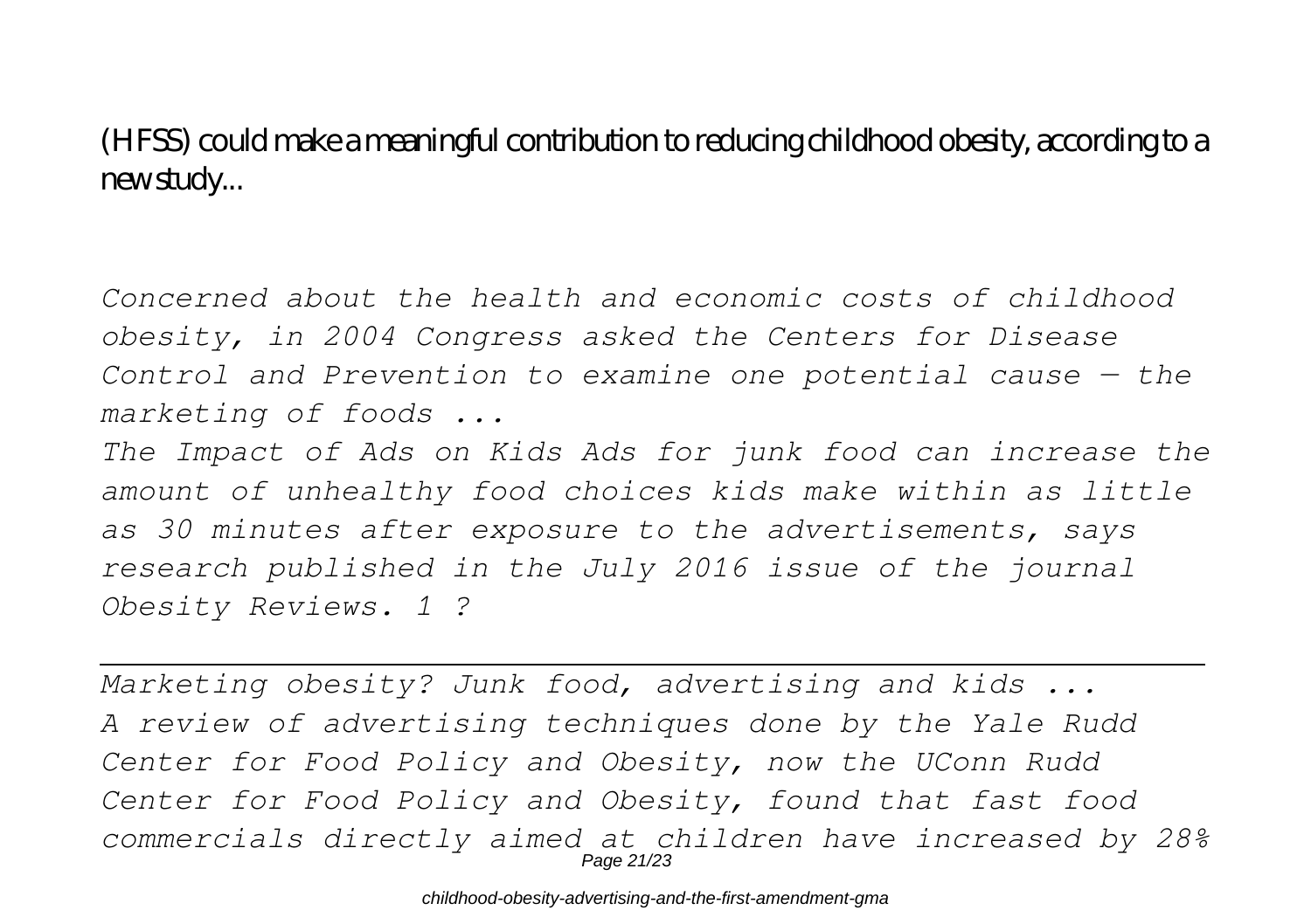(HFSS) could make a meaningful contribution to reducing childhood obesity, according to a new study...

*Concerned about the health and economic costs of childhood obesity, in 2004 Congress asked the Centers for Disease Control and Prevention to examine one potential cause — the marketing of foods ...*

*The Impact of Ads on Kids Ads for junk food can increase the amount of unhealthy food choices kids make within as little as 30 minutes after exposure to the advertisements, says research published in the July 2016 issue of the journal Obesity Reviews. 1 ?*

---

*Marketing obesity? Junk food, advertising and kids ...*

*A review of advertising techniques done by the Yale Rudd Center for Food Policy and Obesity, now the UConn Rudd Center for Food Policy and Obesity, found that fast food commercials directly aimed at children have increased by 28%*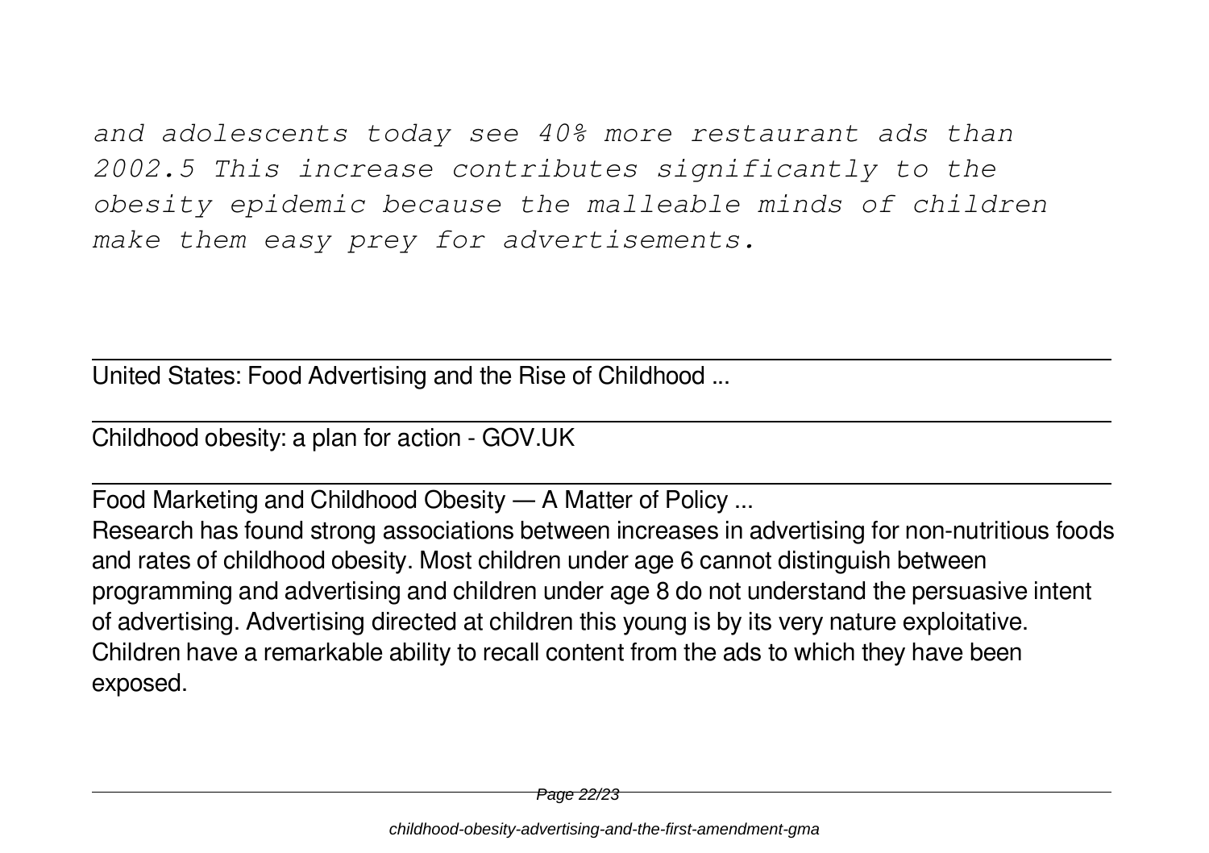*and adolescents today see 40% more restaurant ads than 2002.5 This increase contributes significantly to the obesity epidemic because the malleable minds of children make them easy prey for advertisements.*

---

United States: Food Advertising and the Rise of Childhood ...

---

Childhood obesity: a plan for action - GOV.UK

---

Food Marketing and Childhood Obesity — A Matter of Policy ...

Research has found strong associations between increases in advertising for non-nutritious foods and rates of childhood obesity. Most children under age 6 cannot distinguish between programming and advertising and children under age 8 do not understand the persuasive intent of advertising. Advertising directed at children this young is by its very nature exploitative. Children have a remarkable ability to recall content from the ads to which they have been exposed.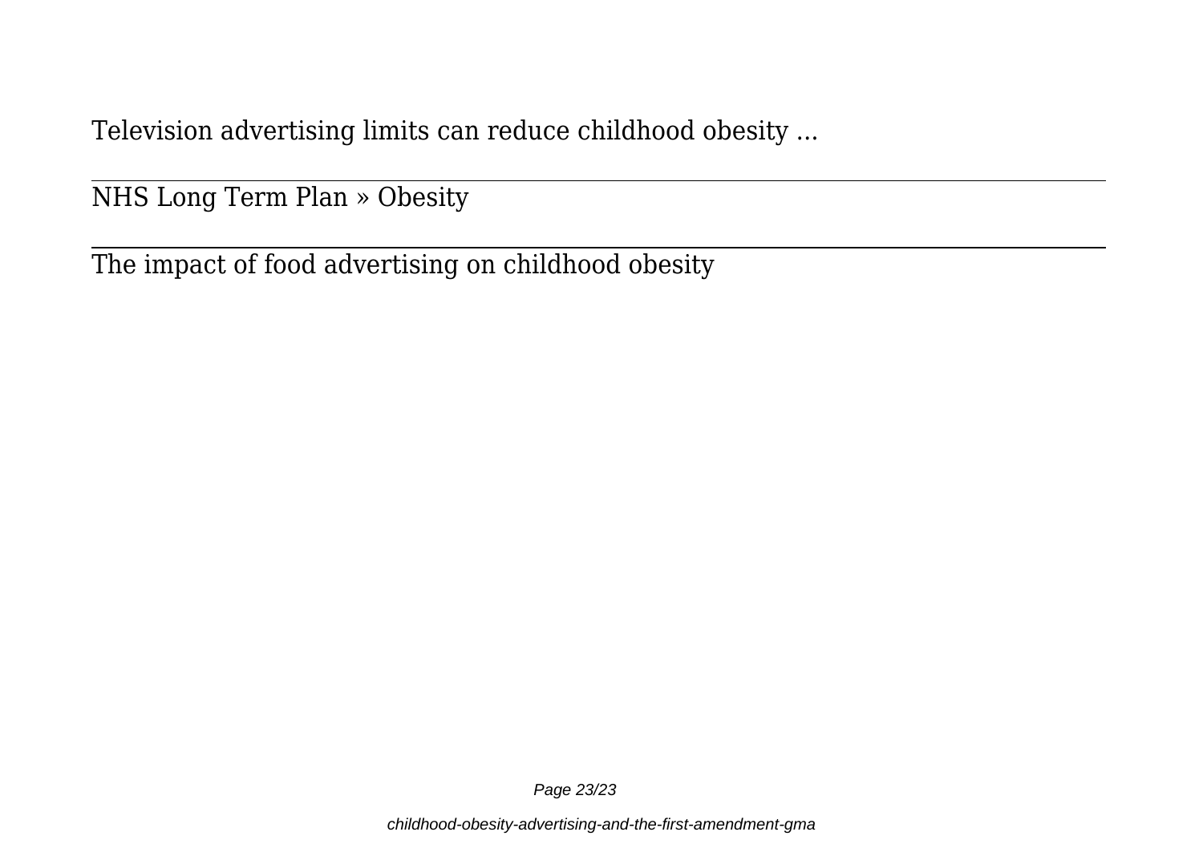Television advertising limits can reduce childhood obesity ...

---

NHS Long Term Plan » Obesity

---

The impact of food advertising on childhood obesity